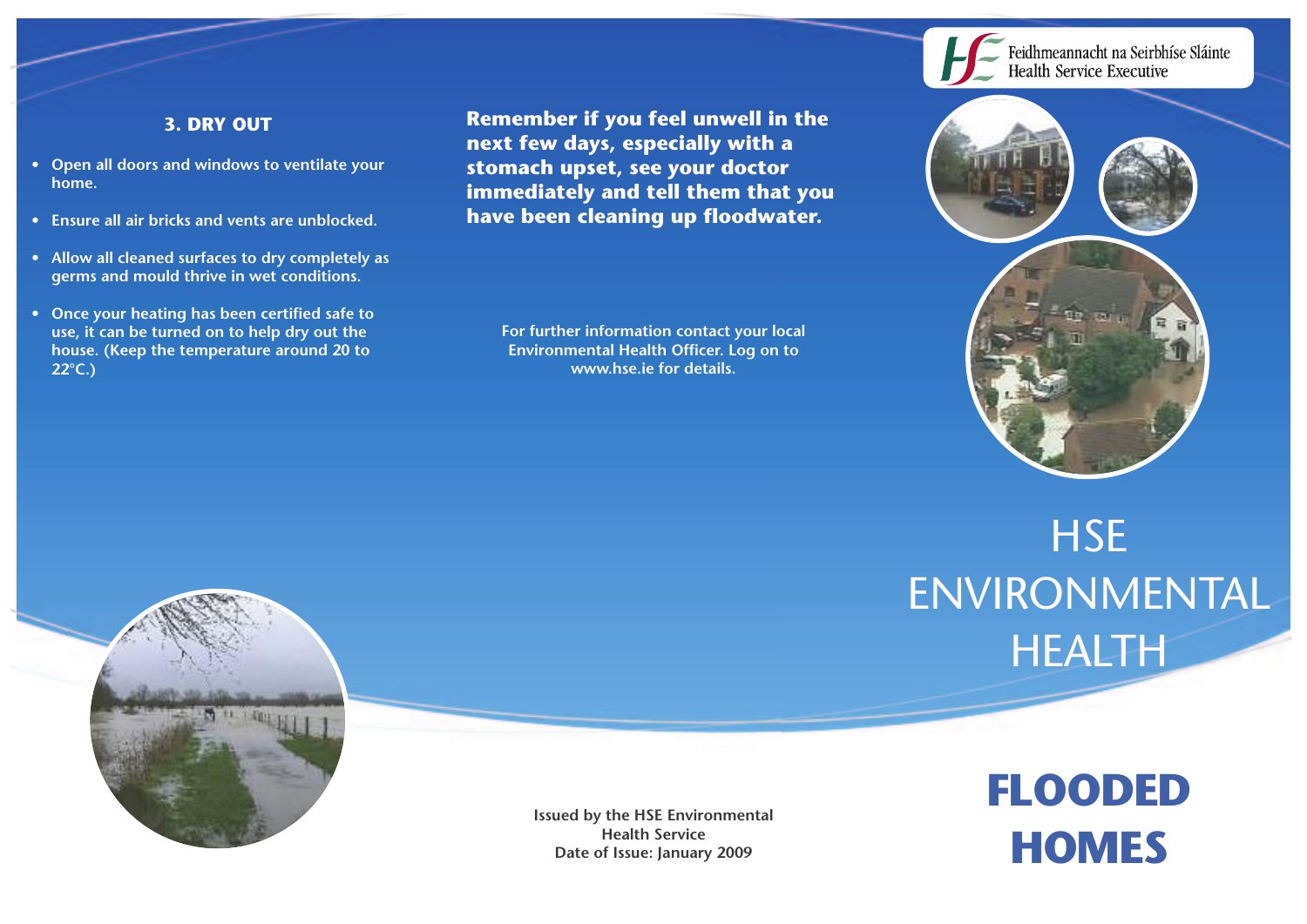### 3. DRY OUT

- Open all doors and windows to ventilate your home.
- Ensure all air bricks and vents are unblocked.
- Allow all cleaned surfaces to dry completely as germs and mould thrive in wet conditions.
- Once your heating has been certified safe to use, it can be turned on to help dry out the house. (Keep the temperature around 20 to 22°C.)

**Remember if you feel unwell in the next few days, especially with a stomach upset, see your doctor immediately and tell them that you have been cleaning up floodwater.**

For further information contact your local Environmental Health Officer. Log on to www.hse.ie for details.

Issued by the HSE Environmental Health Service
Date of Issue: January 2009

Feidhmeannacht na Seirbhíse Sláinte
Health Service Executive

# HSE ENVIRONMENTAL HEALTH

# FLOODED HOMES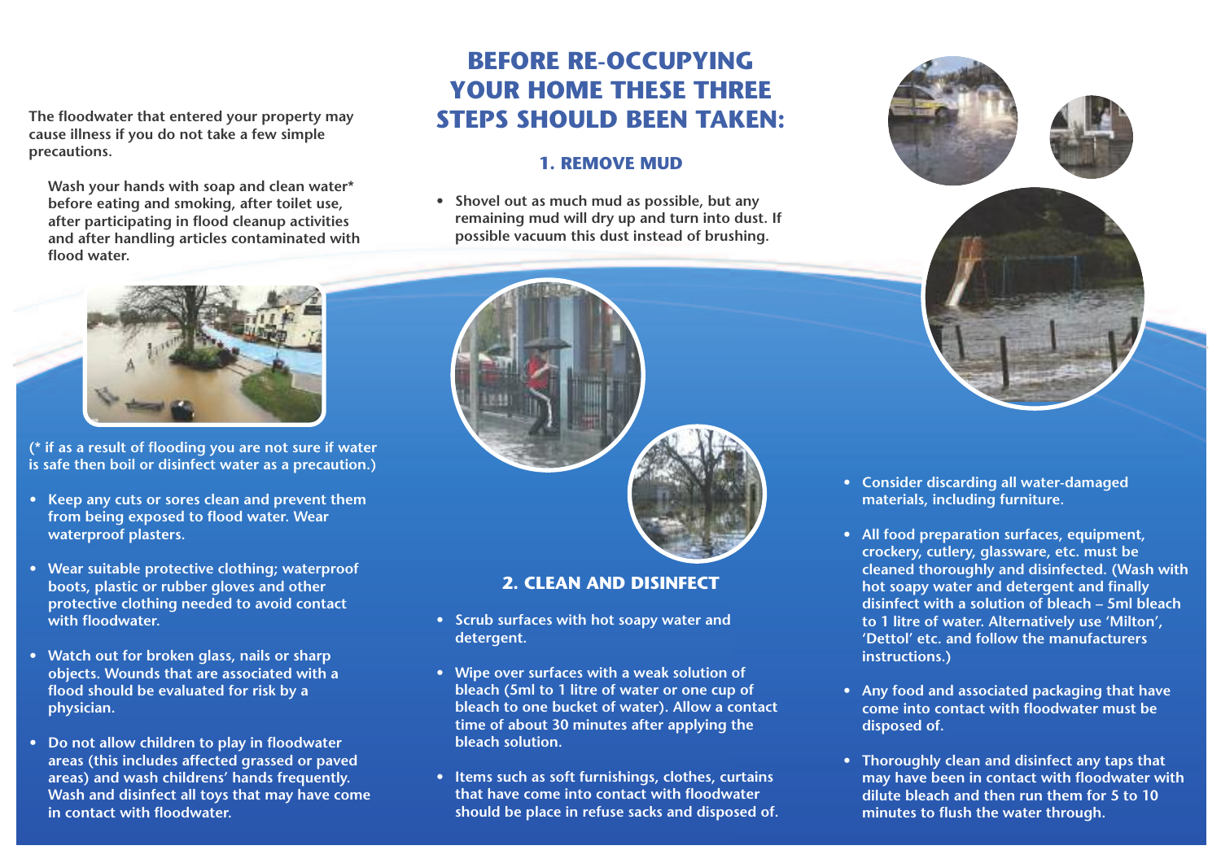The floodwater that entered your property may cause illness if you do not take a few simple precautions.

Wash your hands with soap and clean water* before eating and smoking, after toilet use, after participating in flood cleanup activities and after handling articles contaminated with flood water.

(* if as a result of flooding you are not sure if water is safe then boil or disinfect water as a precaution.)

- Keep any cuts or sores clean and prevent them from being exposed to flood water. Wear waterproof plasters.
- Wear suitable protective clothing; waterproof boots, plastic or rubber gloves and other protective clothing needed to avoid contact with floodwater.
- Watch out for broken glass, nails or sharp objects. Wounds that are associated with a flood should be evaluated for risk by a physician.
- Do not allow children to play in floodwater areas (this includes affected grassed or paved areas) and wash childrens' hands frequently. Wash and disinfect all toys that may have come in contact with floodwater.

# BEFORE RE-OCCUPYING YOUR HOME THESE THREE STEPS SHOULD BEEN TAKEN:

## 1. REMOVE MUD

- Shovel out as much mud as possible, but any remaining mud will dry up and turn into dust. If possible vacuum this dust instead of brushing.

## 2. CLEAN AND DISINFECT

- Scrub surfaces with hot soapy water and detergent.
- Wipe over surfaces with a weak solution of bleach (5ml to 1 litre of water or one cup of bleach to one bucket of water). Allow a contact time of about 30 minutes after applying the bleach solution.
- Items such as soft furnishings, clothes, curtains that have come into contact with floodwater should be place in refuse sacks and disposed of.
- Consider discarding all water-damaged materials, including furniture.
- All food preparation surfaces, equipment, crockery, cutlery, glassware, etc. must be cleaned thoroughly and disinfected. (Wash with hot soapy water and detergent and finally disinfect with a solution of bleach – 5ml bleach to 1 litre of water. Alternatively use 'Milton', 'Dettol' etc. and follow the manufacturers instructions.)
- Any food and associated packaging that have come into contact with floodwater must be disposed of.
- Thoroughly clean and disinfect any taps that may have been in contact with floodwater with dilute bleach and then run them for 5 to 10 minutes to flush the water through.